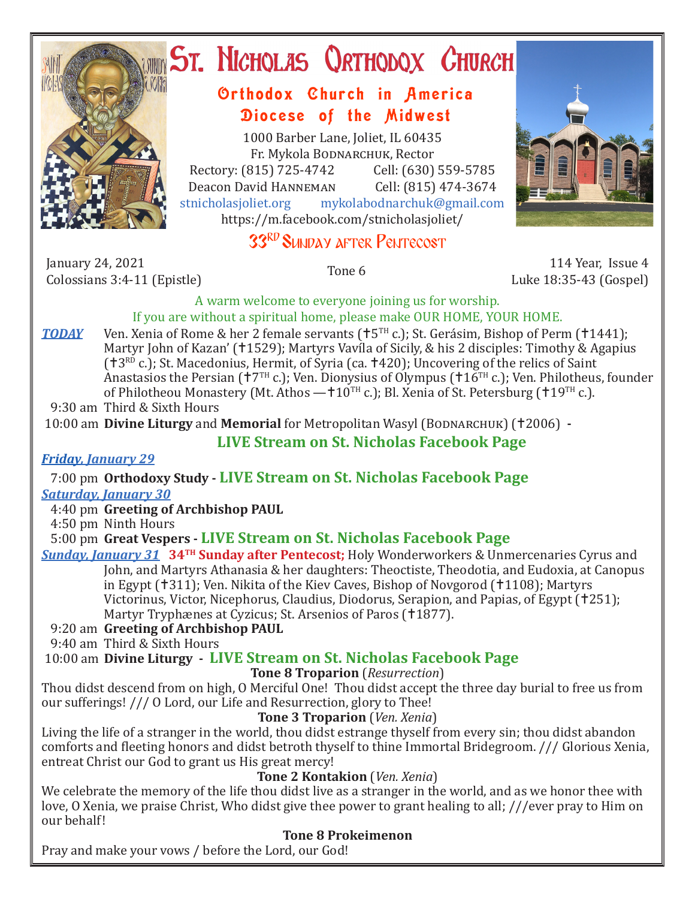# St. Nicholas Orthodox Church

## Orthodox Church in America
## Diocese of the Midwest

1000 Barber Lane, Joliet, IL 60435
Fr. Mykola Bodnarchuk, Rector
Rectory: (815) 725-4742 Cell: (630) 559-5785
Deacon David Hanneman Cell: (815) 474-3674
stnicholasjoliet.org mykolabodnarchuk@gmail.com
https://m.facebook.com/stnicholasjoliet/

## 33RD Sunday after Pentecost

January 24, 2021
Colossians 3:4-11 (Epistle)

Tone 6

114 Year, Issue 4
Luke 18:35-43 (Gospel)

A warm welcome to everyone joining us for worship.
If you are without a spiritual home, please make OUR HOME, YOUR HOME.

***TODAY*** Ven. Xenia of Rome & her 2 female servants (✝5TH c.); St. Gerásim, Bishop of Perm (✝1441); Martyr John of Kazan' (✝1529); Martyrs Vavíla of Sicily, & his 2 disciples: Timothy & Agapius (✝3RD c.); St. Macedonius, Hermit, of Syria (ca. ✝420); Uncovering of the relics of Saint Anastasios the Persian (✝7TH c.); Ven. Dionysius of Olympus (✝16TH c.); Ven. Philotheus, founder of Philotheou Monastery (Mt. Athos —✝10TH c.); Bl. Xenia of St. Petersburg (✝19TH c.).

9:30 am Third & Sixth Hours
10:00 am **Divine Liturgy** and **Memorial** for Metropolitan Wasyl (Bodnarchuk) (✝2006) -

**LIVE Stream on St. Nicholas Facebook Page**

***Friday, January 29***

7:00 pm **Orthodoxy Study - LIVE Stream on St. Nicholas Facebook Page**

***Saturday, January 30***

4:40 pm **Greeting of Archbishop PAUL**
4:50 pm Ninth Hours
5:00 pm **Great Vespers - LIVE Stream on St. Nicholas Facebook Page**

***Sunday, January 31*** **34TH Sunday after Pentecost;** Holy Wonderworkers & Unmercenaries Cyrus and John, and Martyrs Athanasia & her daughters: Theoctiste, Theodotia, and Eudoxia, at Canopus in Egypt (✝311); Ven. Nikita of the Kiev Caves, Bishop of Novgorod (✝1108); Martyrs Victorinus, Victor, Nicephorus, Claudius, Diodorus, Serapion, and Papias, of Egypt (✝251); Martyr Tryphænes at Cyzicus; St. Arsenios of Paros (✝1877).

9:20 am **Greeting of Archbishop PAUL**
9:40 am Third & Sixth Hours
10:00 am **Divine Liturgy - LIVE Stream on St. Nicholas Facebook Page**

**Tone 8 Troparion** (*Resurrection*)

Thou didst descend from on high, O Merciful One! Thou didst accept the three day burial to free us from our sufferings! /// O Lord, our Life and Resurrection, glory to Thee!

**Tone 3 Troparion** (*Ven. Xenia*)

Living the life of a stranger in the world, thou didst estrange thyself from every sin; thou didst abandon comforts and fleeting honors and didst betroth thyself to thine Immortal Bridegroom. /// Glorious Xenia, entreat Christ our God to grant us His great mercy!

**Tone 2 Kontakion** (*Ven. Xenia*)

We celebrate the memory of the life thou didst live as a stranger in the world, and as we honor thee with love, O Xenia, we praise Christ, Who didst give thee power to grant healing to all; ///ever pray to Him on our behalf!

**Tone 8 Prokeimenon**

Pray and make your vows / before the Lord, our God!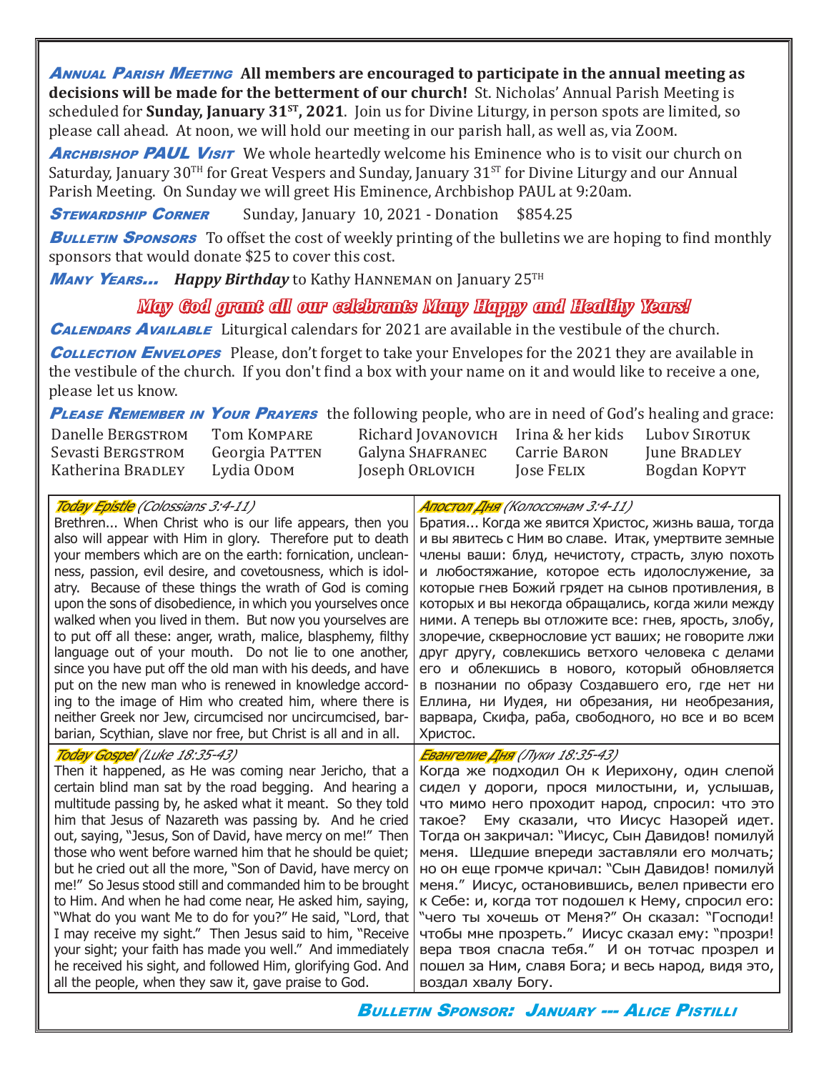**Annual Parish Meeting** **All members are encouraged to participate in the annual meeting as decisions will be made for the betterment of our church!** St. Nicholas' Annual Parish Meeting is scheduled for **Sunday, January 31ST, 2021**. Join us for Divine Liturgy, in person spots are limited, so please call ahead. At noon, we will hold our meeting in our parish hall, as well as, via Zoom.

**Archbishop PAUL Visit** We whole heartedly welcome his Eminence who is to visit our church on Saturday, January 30TH for Great Vespers and Sunday, January 31ST for Divine Liturgy and our Annual Parish Meeting. On Sunday we will greet His Eminence, Archbishop PAUL at 9:20am.

**Stewardship Corner** Sunday, January 10, 2021 - Donation $854.25

**Bulletin Sponsors** To offset the cost of weekly printing of the bulletins we are hoping to find monthly sponsors that would donate $25 to cover this cost.

**Many Years...** ***Happy Birthday*** to Kathy Hanneman on January 25TH

*May God grant all our celebrants Many Happy and Healthy Years!*

**Calendars Available** Liturgical calendars for 2021 are available in the vestibule of the church.

**Collection Envelopes** Please, don't forget to take your Envelopes for the 2021 they are available in the vestibule of the church. If you don't find a box with your name on it and would like to receive a one, please let us know.

**Please Remember in Your Prayers** the following people, who are in need of God's healing and grace:

| | | | | |
|---|---|---|---|---|
| Danelle Bergstrom | Tom Kompare | Richard Jovanovich | Irina & her kids | Lubov Sirotuk |
| Sevasti Bergstrom | Georgia Patten | Galyna Shafranec | Carrie Baron | June Bradley |
| Katherina Bradley | Lydia Odom | Joseph Orlovich | Jose Felix | Bogdan Kopyt |

*Today Epistle* (Colossians 3:4-11)
Brethren... When Christ who is our life appears, then you also will appear with Him in glory. Therefore put to death your members which are on the earth: fornication, uncleanness, passion, evil desire, and covetousness, which is idolatry. Because of these things the wrath of God is coming upon the sons of disobedience, in which you yourselves once walked when you lived in them. But now you yourselves are to put off all these: anger, wrath, malice, blasphemy, filthy language out of your mouth. Do not lie to one another, since you have put off the old man with his deeds, and have put on the new man who is renewed in knowledge according to the image of Him who created him, where there is neither Greek nor Jew, circumcised nor uncircumcised, barbarian, Scythian, slave nor free, but Christ is all and in all.

*Апостол Дня* (Колоссянам 3:4-11)
Братия... Когда же явится Христос, жизнь ваша, тогда и вы явитесь с Ним во славе. Итак, умертвите земные члены ваши: блуд, нечистоту, страсть, злую похоть и любостяжание, которое есть идолослужение, за которые гнев Божий грядет на сынов противления, в которых и вы некогда обращались, когда жили между ними. А теперь вы отложите все: гнев, ярость, злобу, злоречие, сквернословие уст ваших; не говорите лжи друг другу, совлекшись ветхого человека с делами его и облекшись в нового, который обновляется в познании по образу Создавшего его, где нет ни Еллина, ни Иудея, ни обрезания, ни необрезания, варвара, Скифа, раба, свободного, но все и во всем Христос.

*Today Gospel* (Luke 18:35-43)
Then it happened, as He was coming near Jericho, that a certain blind man sat by the road begging. And hearing a multitude passing by, he asked what it meant. So they told him that Jesus of Nazareth was passing by. And he cried out, saying, "Jesus, Son of David, have mercy on me!" Then those who went before warned him that he should be quiet; but he cried out all the more, "Son of David, have mercy on me!" So Jesus stood still and commanded him to be brought to Him. And when he had come near, He asked him, saying, "What do you want Me to do for you?" He said, "Lord, that I may receive my sight." Then Jesus said to him, "Receive your sight; your faith has made you well." And immediately he received his sight, and followed Him, glorifying God. And all the people, when they saw it, gave praise to God.

*Евангелие Дня* (Луки 18:35-43)
Когда же подходил Он к Иерихону, один слепой сидел у дороги, прося милостыни, и, услышав, что мимо него проходит народ, спросил: что это такое? Ему сказали, что Иисус Назорей идет. Тогда он закричал: "Иисус, Сын Давидов! помилуй меня. Шедшие впереди заставляли его молчать; но он еще громче кричал: "Сын Давидов! помилуй меня." Иисус, остановившись, велел привести его к Себе: и, когда тот подошел к Нему, спросил его: "чего ты хочешь от Меня?" Он сказал: "Господи! чтобы мне прозреть." Иисус сказал ему: "прозри! вера твоя спасла тебя." И он тотчас прозрел и пошел за Ним, славя Бога; и весь народ, видя это, воздал хвалу Богу.

**Bulletin Sponsor: January --- Alice Pistilli**